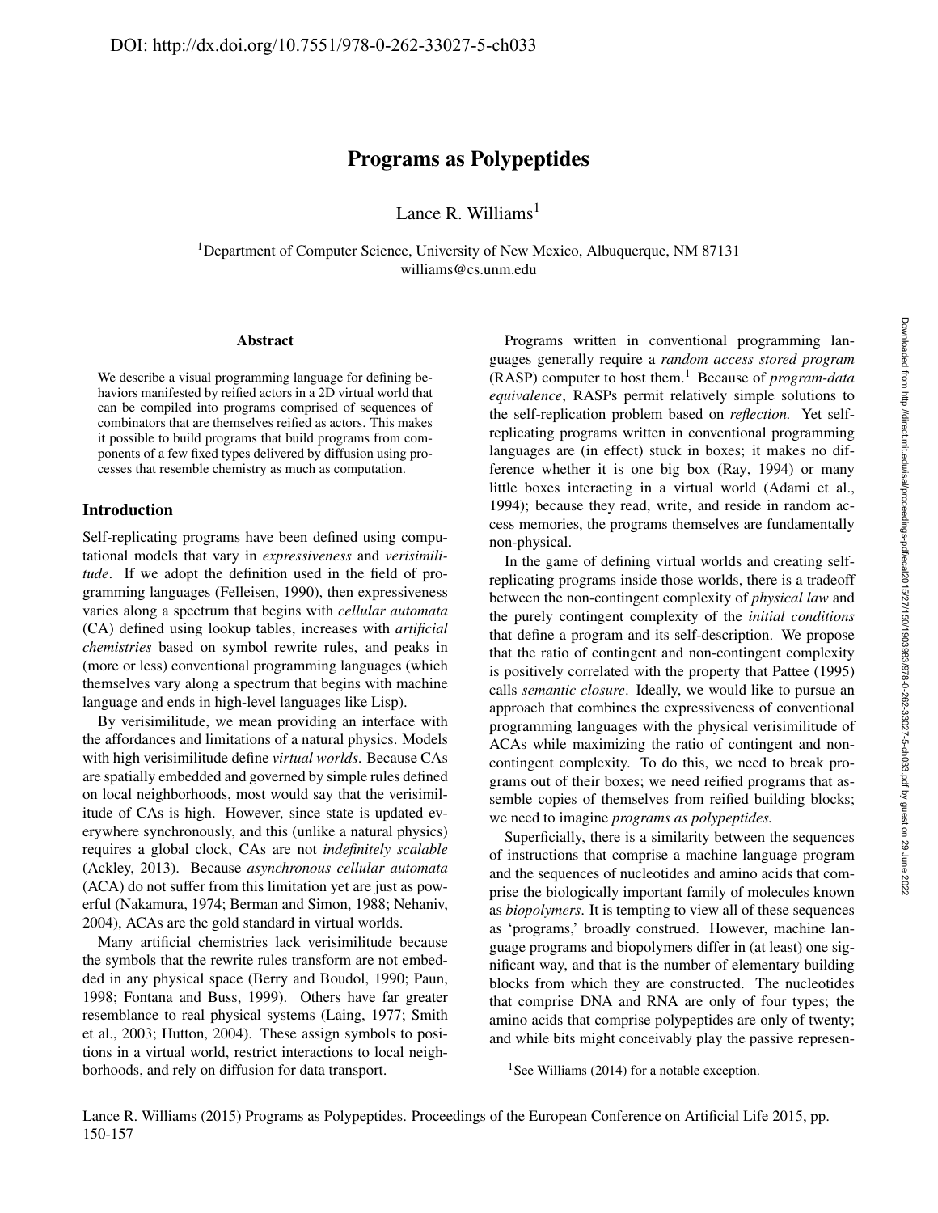DOI: http://dx.doi.org/10.7551/978-0-262-33027-5-ch033

# Programs as Polypeptides

Lance R. Williams[1]

[1]Department of Computer Science, University of New Mexico, Albuquerque, NM 87131
williams@cs.unm.edu

### Abstract

We describe a visual programming language for defining behaviors manifested by reified actors in a 2D virtual world that can be compiled into programs comprised of sequences of combinators that are themselves reified as actors. This makes it possible to build programs that build programs from components of a few fixed types delivered by diffusion using processes that resemble chemistry as much as computation.

## Introduction

Self-replicating programs have been defined using computational models that vary in *expressiveness* and *verisimilitude*. If we adopt the definition used in the field of programming languages (Felleisen, 1990), then expressiveness varies along a spectrum that begins with *cellular automata* (CA) defined using lookup tables, increases with *artificial chemistries* based on symbol rewrite rules, and peaks in (more or less) conventional programming languages (which themselves vary along a spectrum that begins with machine language and ends in high-level languages like Lisp).

By verisimilitude, we mean providing an interface with the affordances and limitations of a natural physics. Models with high verisimilitude define *virtual worlds*. Because CAs are spatially embedded and governed by simple rules defined on local neighborhoods, most would say that the verisimilitude of CAs is high. However, since state is updated everywhere synchronously, and this (unlike a natural physics) requires a global clock, CAs are not *indefinitely scalable* (Ackley, 2013). Because *asynchronous cellular automata* (ACA) do not suffer from this limitation yet are just as powerful (Nakamura, 1974; Berman and Simon, 1988; Nehaniv, 2004), ACAs are the gold standard in virtual worlds.

Many artificial chemistries lack verisimilitude because the symbols that the rewrite rules transform are not embedded in any physical space (Berry and Boudol, 1990; Paun, 1998; Fontana and Buss, 1999). Others have far greater resemblance to real physical systems (Laing, 1977; Smith et al., 2003; Hutton, 2004). These assign symbols to positions in a virtual world, restrict interactions to local neighborhoods, and rely on diffusion for data transport.

Programs written in conventional programming languages generally require a *random access stored program* (RASP) computer to host them.[1] Because of *program-data equivalence*, RASPs permit relatively simple solutions to the self-replication problem based on *reflection.* Yet self-replicating programs written in conventional programming languages are (in effect) stuck in boxes; it makes no difference whether it is one big box (Ray, 1994) or many little boxes interacting in a virtual world (Adami et al., 1994); because they read, write, and reside in random access memories, the programs themselves are fundamentally non-physical.

In the game of defining virtual worlds and creating self-replicating programs inside those worlds, there is a tradeoff between the non-contingent complexity of *physical law* and the purely contingent complexity of the *initial conditions* that define a program and its self-description. We propose that the ratio of contingent and non-contingent complexity is positively correlated with the property that Pattee (1995) calls *semantic closure*. Ideally, we would like to pursue an approach that combines the expressiveness of conventional programming languages with the physical verisimilitude of ACAs while maximizing the ratio of contingent and non-contingent complexity. To do this, we need to break programs out of their boxes; we need reified programs that assemble copies of themselves from reified building blocks; we need to imagine *programs as polypeptides.*

Superficially, there is a similarity between the sequences of instructions that comprise a machine language program and the sequences of nucleotides and amino acids that comprise the biologically important family of molecules known as *biopolymers*. It is tempting to view all of these sequences as 'programs,' broadly construed. However, machine language programs and biopolymers differ in (at least) one significant way, and that is the number of elementary building blocks from which they are constructed. The nucleotides that comprise DNA and RNA are only of four types; the amino acids that comprise polypeptides are only of twenty; and while bits might conceivably play the passive represen-

[1]See Williams (2014) for a notable exception.

Lance R. Williams (2015) Programs as Polypeptides. Proceedings of the European Conference on Artificial Life 2015, pp. 150-157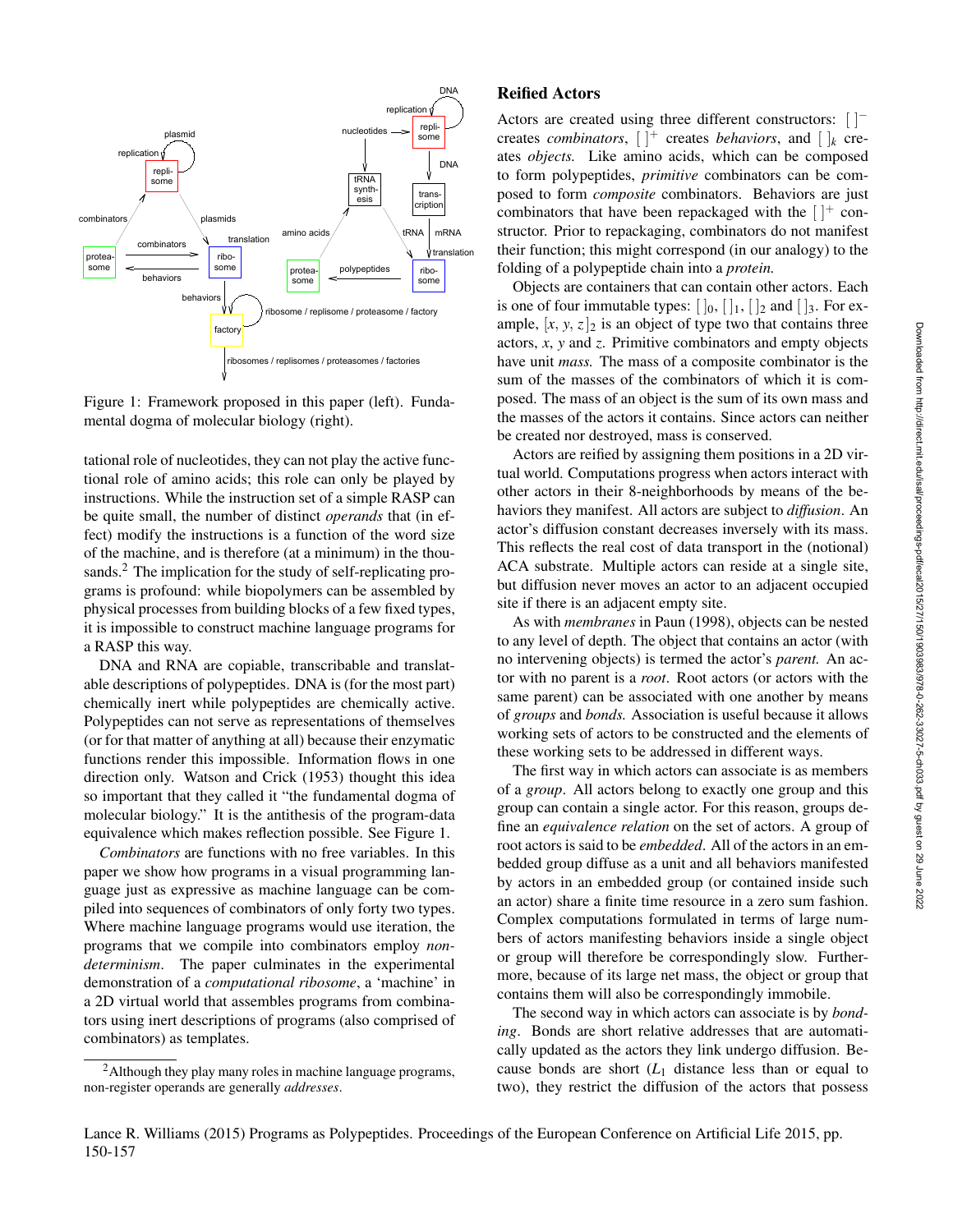Figure 1: Framework proposed in this paper (left). Fundamental dogma of molecular biology (right).

tational role of nucleotides, they can not play the active functional role of amino acids; this role can only be played by instructions. While the instruction set of a simple RASP can be quite small, the number of distinct *operands* that (in effect) modify the instructions is a function of the word size of the machine, and is therefore (at a minimum) in the thousands.[2] The implication for the study of self-replicating programs is profound: while biopolymers can be assembled by physical processes from building blocks of a few fixed types, it is impossible to construct machine language programs for a RASP this way.

DNA and RNA are copiable, transcribable and translatable descriptions of polypeptides. DNA is (for the most part) chemically inert while polypeptides are chemically active. Polypeptides can not serve as representations of themselves (or for that matter of anything at all) because their enzymatic functions render this impossible. Information flows in one direction only. Watson and Crick (1953) thought this idea so important that they called it "the fundamental dogma of molecular biology." It is the antithesis of the program-data equivalence which makes reflection possible. See Figure 1.

*Combinators* are functions with no free variables. In this paper we show how programs in a visual programming language just as expressive as machine language can be compiled into sequences of combinators of only forty two types. Where machine language programs would use iteration, the programs that we compile into combinators employ *non-determinism*. The paper culminates in the experimental demonstration of a *computational ribosome*, a 'machine' in a 2D virtual world that assembles programs from combinators using inert descriptions of programs (also comprised of combinators) as templates.

[2] Although they play many roles in machine language programs, non-register operands are generally *addresses*.

## Reified Actors

Actors are created using three different constructors: $[\,]^-$ creates *combinators*, $[\,]^+$ creates *behaviors*, and $[\,]_k$ creates *objects*. Like amino acids, which can be composed to form polypeptides, *primitive* combinators can be composed to form *composite* combinators. Behaviors are just combinators that have been repackaged with the $[\,]^+$ constructor. Prior to repackaging, combinators do not manifest their function; this might correspond (in our analogy) to the folding of a polypeptide chain into a *protein*.

Objects are containers that can contain other actors. Each is one of four immutable types: $[\,]_0$, $[\,]_1$, $[\,]_2$ and $[\,]_3$. For example, $[x, y, z]_2$ is an object of type two that contains three actors, $x$, $y$ and $z$. Primitive combinators and empty objects have unit *mass*. The mass of a composite combinator is the sum of the masses of the combinators of which it is composed. The mass of an object is the sum of its own mass and the masses of the actors it contains. Since actors can neither be created nor destroyed, mass is conserved.

Actors are reified by assigning them positions in a 2D virtual world. Computations progress when actors interact with other actors in their 8-neighborhoods by means of the behaviors they manifest. All actors are subject to *diffusion*. An actor's diffusion constant decreases inversely with its mass. This reflects the real cost of data transport in the (notional) ACA substrate. Multiple actors can reside at a single site, but diffusion never moves an actor to an adjacent occupied site if there is an adjacent empty site.

As with *membranes* in Paun (1998), objects can be nested to any level of depth. The object that contains an actor (with no intervening objects) is termed the actor's *parent*. An actor with no parent is a *root*. Root actors (or actors with the same parent) can be associated with one another by means of *groups* and *bonds*. Association is useful because it allows working sets of actors to be constructed and the elements of these working sets to be addressed in different ways.

The first way in which actors can associate is as members of a *group*. All actors belong to exactly one group and this group can contain a single actor. For this reason, groups define an *equivalence relation* on the set of actors. A group of root actors is said to be *embedded*. All of the actors in an embedded group diffuse as a unit and all behaviors manifested by actors in an embedded group (or contained inside such an actor) share a finite time resource in a zero sum fashion. Complex computations formulated in terms of large numbers of actors manifesting behaviors inside a single object or group will therefore be correspondingly slow. Furthermore, because of its large net mass, the object or group that contains them will also be correspondingly immobile.

The second way in which actors can associate is by *bonding*. Bonds are short relative addresses that are automatically updated as the actors they link undergo diffusion. Because bonds are short ($L_1$ distance less than or equal to two), they restrict the diffusion of the actors that possess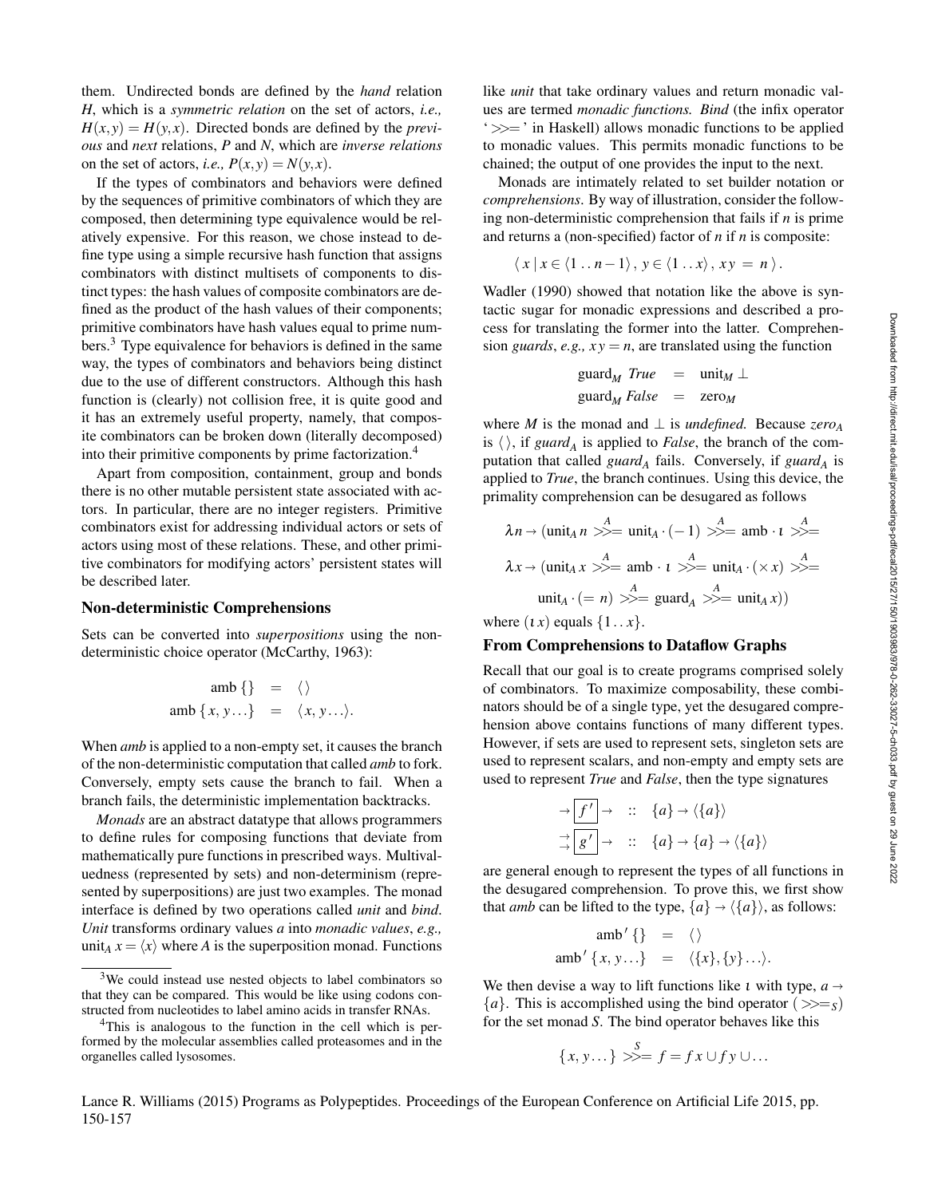them. Undirected bonds are defined by the *hand* relation $H$, which is a *symmetric relation* on the set of actors, *i.e.,* $H(x,y) = H(y,x)$. Directed bonds are defined by the *previous* and *next* relations, $P$ and $N$, which are *inverse relations* on the set of actors, *i.e.,* $P(x,y) = N(y,x)$.

If the types of combinators and behaviors were defined by the sequences of primitive combinators of which they are composed, then determining type equivalence would be relatively expensive. For this reason, we chose instead to define type using a simple recursive hash function that assigns combinators with distinct multisets of components to distinct types: the hash values of composite combinators are defined as the product of the hash values of their components; primitive combinators have hash values equal to prime numbers.[3] Type equivalence for behaviors is defined in the same way, the types of combinators and behaviors being distinct due to the use of different constructors. Although this hash function is (clearly) not collision free, it is quite good and it has an extremely useful property, namely, that composite combinators can be broken down (literally decomposed) into their primitive components by prime factorization.[4]

Apart from composition, containment, group and bonds there is no other mutable persistent state associated with actors. In particular, there are no integer registers. Primitive combinators exist for addressing individual actors or sets of actors using most of these relations. These, and other primitive combinators for modifying actors' persistent states will be described later.

## Non-deterministic Comprehensions

Sets can be converted into *superpositions* using the non-deterministic choice operator (McCarthy, 1963):

$$\begin{aligned} \text{amb}\ \{\} &= \langle\rangle \\ \text{amb}\ \{x, y\ldots\} &= \langle x, y\ldots\rangle. \end{aligned}$$

When *amb* is applied to a non-empty set, it causes the branch of the non-deterministic computation that called *amb* to fork. Conversely, empty sets cause the branch to fail. When a branch fails, the deterministic implementation backtracks.

*Monads* are an abstract datatype that allows programmers to define rules for composing functions that deviate from mathematically pure functions in prescribed ways. Multivaluedness (represented by sets) and non-determinism (represented by superpositions) are just two examples. The monad interface is defined by two operations called *unit* and *bind*. *Unit* transforms ordinary values $a$ into *monadic values*, *e.g.,* $\text{unit}_A\ x = \langle x\rangle$ where $A$ is the superposition monad. Functions like *unit* that take ordinary values and return monadic values are termed *monadic functions. Bind* (the infix operator '$\gg=$' in Haskell) allows monadic functions to be applied to monadic values. This permits monadic functions to be chained; the output of one provides the input to the next.

Monads are intimately related to set builder notation or *comprehensions*. By way of illustration, consider the following non-deterministic comprehension that fails if $n$ is prime and returns a (non-specified) factor of $n$ if $n$ is composite:

$$\langle\, x \mid x \in \langle 1\,..\,n-1\rangle,\ y \in \langle 1\,..\,x\rangle,\ xy\ =\ n\,\rangle.$$

Wadler (1990) showed that notation like the above is syntactic sugar for monadic expressions and described a process for translating the former into the latter. Comprehension *guards*, *e.g.,* $xy = n$, are translated using the function

$$\begin{aligned} \text{guard}_M\ \textit{True} &= \text{unit}_M\ \bot \\ \text{guard}_M\ \textit{False} &= \text{zero}_M \end{aligned}$$

where $M$ is the monad and $\bot$ is *undefined.* Because $\textit{zero}_A$ is $\langle\rangle$, if $\textit{guard}_A$ is applied to *False*, the branch of the computation that called $\textit{guard}_A$ fails. Conversely, if $\textit{guard}_A$ is applied to *True*, the branch continues. Using this device, the primality comprehension can be desugared as follows

$$\begin{aligned} &\lambda n \rightarrow (\text{unit}_A\, n \overset{A}{\gg=} \text{unit}_A \cdot (-\,1) \overset{A}{\gg=} \text{amb} \cdot \iota \overset{A}{\gg=} \\ &\lambda x \rightarrow (\text{unit}_A\, x \overset{A}{\gg=} \text{amb} \cdot \iota \overset{A}{\gg=} \text{unit}_A \cdot (\times\, x) \overset{A}{\gg=} \\ &\text{unit}_A \cdot (=\, n) \overset{A}{\gg=} \text{guard}_A \overset{A}{\gg=} \text{unit}_A\, x)) \end{aligned}$$

where $(\iota\, x)$ equals $\{1\,..\,x\}$.

## From Comprehensions to Dataflow Graphs

Recall that our goal is to create programs comprised solely of combinators. To maximize composability, these combinators should be of a single type, yet the desugared comprehension above contains functions of many different types. However, if sets are used to represent sets, singleton sets are used to represent scalars, and non-empty and empty sets are used to represent *True* and *False*, then the type signatures

$$\begin{aligned} \rightarrow\boxed{f'}\rightarrow &\ ::\ \ \{a\} \rightarrow \langle\{a\}\rangle \\ \overset{\rightarrow}{\rightarrow}\boxed{g'}\rightarrow &\ ::\ \ \{a\} \rightarrow \{a\} \rightarrow \langle\{a\}\rangle \end{aligned}$$

are general enough to represent the types of all functions in the desugared comprehension. To prove this, we first show that *amb* can be lifted to the type, $\{a\} \rightarrow \langle\{a\}\rangle$, as follows:

$$\begin{aligned} \text{amb}'\ \{\} &= \langle\rangle \\ \text{amb}'\ \{x, y\ldots\} &= \langle\{x\}, \{y\}\ldots\rangle. \end{aligned}$$

We then devise a way to lift functions like $\iota$ with type, $a \rightarrow \{a\}$. This is accomplished using the bind operator ($\gg=_S$) for the set monad $S$. The bind operator behaves like this

$$\{x, y\ldots\} \overset{S}{\gg=} f = f\,x \cup f\,y \cup \ldots$$

[3] We could instead use nested objects to label combinators so that they can be compared. This would be like using codons constructed from nucleotides to label amino acids in transfer RNAs.

[4] This is analogous to the function in the cell which is performed by the molecular assemblies called proteasomes and in the organelles called lysosomes.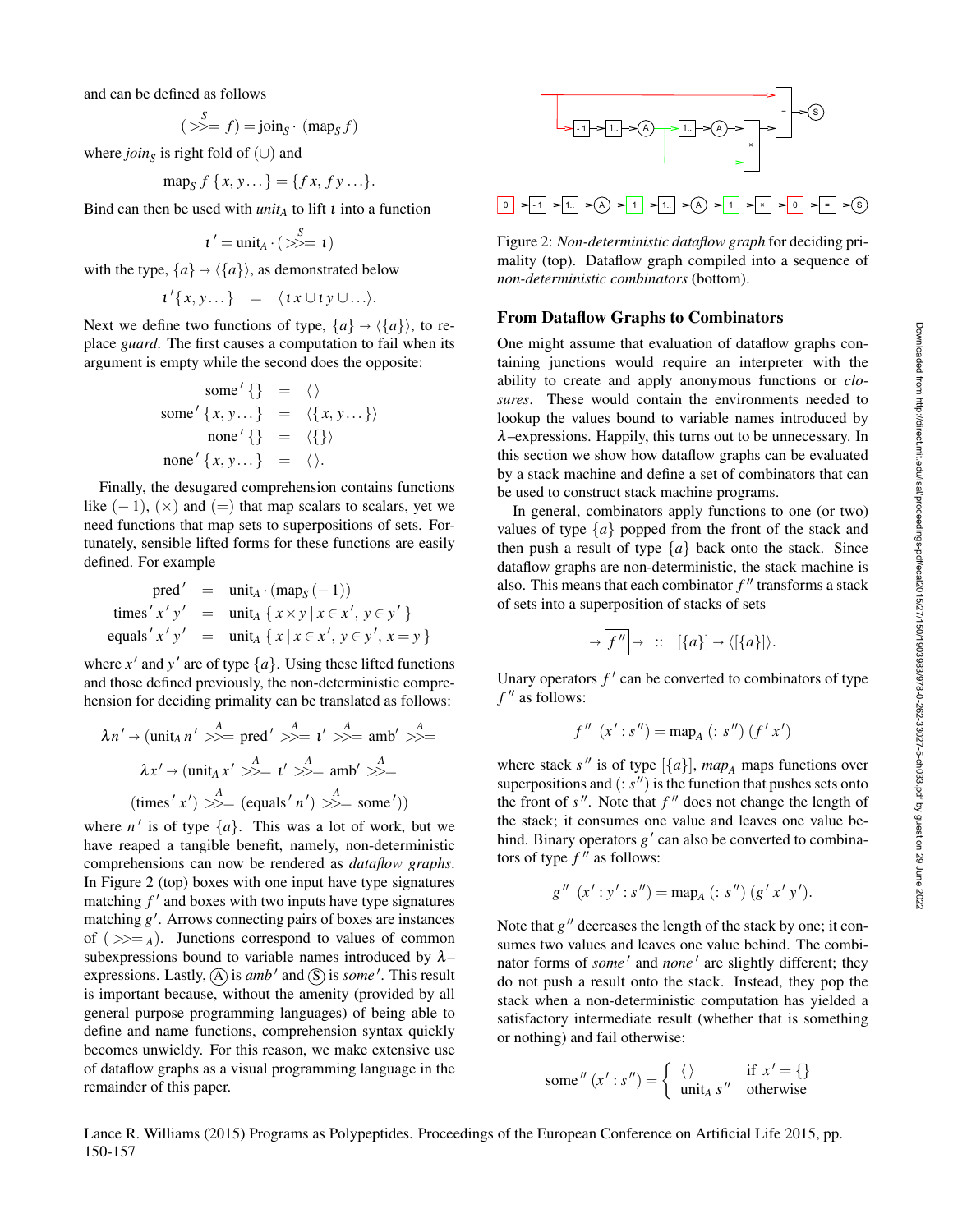and can be defined as follows

$$(\overset{S}{\gg=}\ f) = \text{join}_S \cdot\ (\text{map}_S\, f)$$

where $join_S$ is right fold of $(\cup)$ and

$$\text{map}_S\ f\ \{x, y \ldots\} = \{f\,x,\ f\,y \ldots\}.$$

Bind can then be used with $unit_A$ to lift $\iota$ into a function

$$\iota' = \text{unit}_A \cdot (\overset{S}{\gg=}\ \iota)$$

with the type, $\{a\} \rightarrow \langle\{a\}\rangle$, as demonstrated below

$$\iota'\{x, y \ldots\} \quad = \quad \langle \iota\, x \cup \iota\, y \cup \ldots\rangle.$$

Next we define two functions of type, $\{a\} \rightarrow \langle\{a\}\rangle$, to replace *guard*. The first causes a computation to fail when its argument is empty while the second does the opposite:

$$\begin{aligned}
\text{some}'\ \{\} &= \langle\rangle \\
\text{some}'\ \{x, y \ldots\} &= \langle\{x, y \ldots\}\rangle \\
\text{none}'\ \{\} &= \langle\{\}\rangle \\
\text{none}'\ \{x, y \ldots\} &= \langle\rangle.
\end{aligned}$$

Finally, the desugared comprehension contains functions like $(-1)$, $(\times)$ and $(=)$ that map scalars to scalars, yet we need functions that map sets to superpositions of sets. Fortunately, sensible lifted forms for these functions are easily defined. For example

$$\begin{aligned}
\text{pred}' &= \text{unit}_A \cdot (\text{map}_S\,(-1)) \\
\text{times}'\ x'\ y' &= \text{unit}_A\ \{\, x \times y \mid x \in x',\ y \in y'\, \} \\
\text{equals}'\ x'\ y' &= \text{unit}_A\ \{\, x \mid x \in x',\ y \in y',\ x = y\, \}
\end{aligned}$$

where $x'$ and $y'$ are of type $\{a\}$. Using these lifted functions and those defined previously, the non-deterministic comprehension for deciding primality can be translated as follows:

$$\lambda n' \rightarrow (\text{unit}_A\, n'\ \overset{A}{\gg=}\ \text{pred}'\ \overset{A}{\gg=}\ \iota'\ \overset{A}{\gg=}\ \text{amb}'\ \overset{A}{\gg=}$$

$$\lambda x' \rightarrow (\text{unit}_A\, x'\ \overset{A}{\gg=}\ \iota'\ \overset{A}{\gg=}\ \text{amb}'\ \overset{A}{\gg=}$$

$$(\text{times}'\ x')\ \overset{A}{\gg=}\ (\text{equals}'\ n')\ \overset{A}{\gg=}\ \text{some}'))$$

where $n'$ is of type $\{a\}$. This was a lot of work, but we have reaped a tangible benefit, namely, non-deterministic comprehensions can now be rendered as *dataflow graphs*. In Figure 2 (top) boxes with one input have type signatures matching $f'$ and boxes with two inputs have type signatures matching $g'$. Arrows connecting pairs of boxes are instances of $(\gg=_A)$. Junctions correspond to values of common subexpressions bound to variable names introduced by $\lambda$–expressions. Lastly, Ⓐ is *amb'* and Ⓢ is *some'*. This result is important because, without the amenity (provided by all general purpose programming languages) of being able to define and name functions, comprehension syntax quickly becomes unwieldy. For this reason, we make extensive use of dataflow graphs as a visual programming language in the remainder of this paper.

Figure 2: *Non-deterministic dataflow graph* for deciding primality (top). Dataflow graph compiled into a sequence of *non-deterministic combinators* (bottom).

### From Dataflow Graphs to Combinators

One might assume that evaluation of dataflow graphs containing junctions would require an interpreter with the ability to create and apply anonymous functions or *closures*. These would contain the environments needed to lookup the values bound to variable names introduced by $\lambda$–expressions. Happily, this turns out to be unnecessary. In this section we show how dataflow graphs can be evaluated by a stack machine and define a set of combinators that can be used to construct stack machine programs.

In general, combinators apply functions to one (or two) values of type $\{a\}$ popped from the front of the stack and then push a result of type $\{a\}$ back onto the stack. Since dataflow graphs are non-deterministic, the stack machine is also. This means that each combinator $f''$ transforms a stack of sets into a superposition of stacks of sets

$$\rightarrow\boxed{f''}\rightarrow \quad :: \quad [\{a\}] \rightarrow \langle[\{a\}]\rangle.$$

Unary operators $f'$ can be converted to combinators of type $f''$ as follows:

$$f''\ \ (x' : s'') = \text{map}_A\ (:\ s'')\ (f'\ x')$$

where stack $s''$ is of type $[\{a\}]$, $map_A$ maps functions over superpositions and $(:\ s'')$ is the function that pushes sets onto the front of $s''$. Note that $f''$ does not change the length of the stack; it consumes one value and leaves one value behind. Binary operators $g'$ can also be converted to combinators of type $f''$ as follows:

$$g''\ \ (x' : y' : s'') = \text{map}_A\ (:\ s'')\ (g'\ x'\ y').$$

Note that $g''$ decreases the length of the stack by one; it consumes two values and leaves one value behind. The combinator forms of *some'* and *none'* are slightly different; they do not push a result onto the stack. Instead, they pop the stack when a non-deterministic computation has yielded a satisfactory intermediate result (whether that is something or nothing) and fail otherwise:

$$\text{some}''\ (x' : s'') = \begin{cases} \langle\rangle & \text{if } x' = \{\} \\ \text{unit}_A\ s'' & \text{otherwise} \end{cases}$$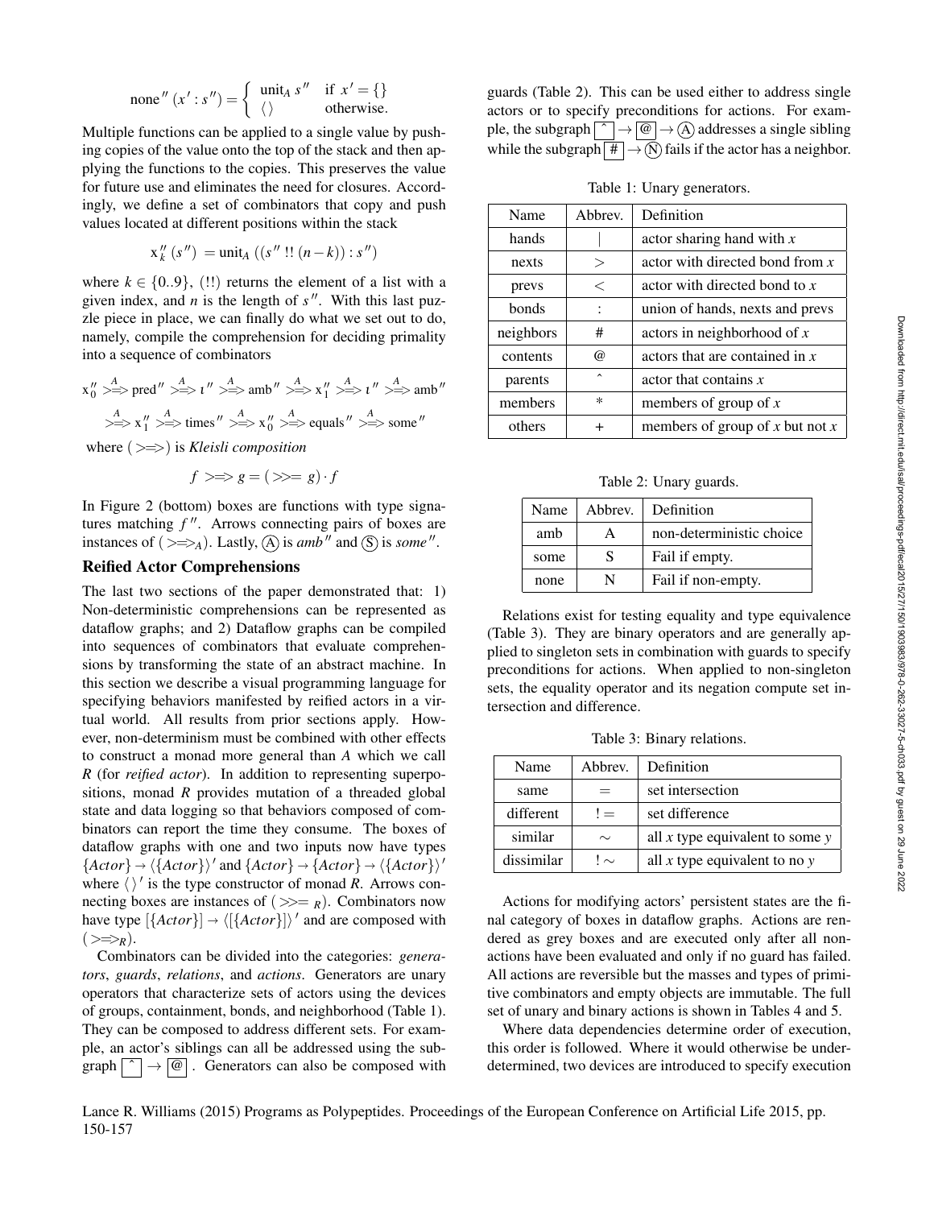$$\text{none}''\,(x' : s'') = \begin{cases} \text{unit}_A\ s'' & \text{if } x' = \{\} \\ \langle\rangle & \text{otherwise.} \end{cases}$$

Multiple functions can be applied to a single value by pushing copies of the value onto the top of the stack and then applying the functions to the copies. This preserves the value for future use and eliminates the need for closures. Accordingly, we define a set of combinators that copy and push values located at different positions within the stack

$$\mathrm{x}''_k\,(s'') = \text{unit}_A\,((s''\;!!\;(n-k)) : s'')$$

where $k \in \{0..9\}$, (!!) returns the element of a list with a given index, and $n$ is the length of $s''$. With this last puzzle piece in place, we can finally do what we set out to do, namely, compile the comprehension for deciding primality into a sequence of combinators

$$\mathrm{x}''_0 \overset{A}{>\!\!=\!\!>} \text{pred}'' \overset{A}{>\!\!=\!\!>} \iota'' \overset{A}{>\!\!=\!\!>} \text{amb}'' \overset{A}{>\!\!=\!\!>} \mathrm{x}''_1 \overset{A}{>\!\!=\!\!>} \iota'' \overset{A}{>\!\!=\!\!>} \text{amb}''$$

$$\overset{A}{>\!\!=\!\!>} \mathrm{x}''_1 \overset{A}{>\!\!=\!\!>} \text{times}'' \overset{A}{>\!\!=\!\!>} \mathrm{x}''_0 \overset{A}{>\!\!=\!\!>} \text{equals}'' \overset{A}{>\!\!=\!\!>} \text{some}''$$

where $(>\!\!=\!\!>)$ is *Kleisli composition*

$$f >\!\!=\!\!> g = (>\!\!>= g) \cdot f$$

In Figure 2 (bottom) boxes are functions with type signatures matching $f''$. Arrows connecting pairs of boxes are instances of $(>\!\!=\!\!>_A)$. Lastly, Ⓐ is *amb''* and Ⓢ is *some''*.

## Reified Actor Comprehensions

The last two sections of the paper demonstrated that: 1) Non-deterministic comprehensions can be represented as dataflow graphs; and 2) Dataflow graphs can be compiled into sequences of combinators that evaluate comprehensions by transforming the state of an abstract machine. In this section we describe a visual programming language for specifying behaviors manifested by reified actors in a virtual world. All results from prior sections apply. However, non-determinism must be combined with other effects to construct a monad more general than $A$ which we call $R$ (for *reified actor*). In addition to representing superpositions, monad $R$ provides mutation of a threaded global state and data logging so that behaviors composed of combinators can report the time they consume. The boxes of dataflow graphs with one and two inputs now have types $\{Actor\} \rightarrow \langle\{Actor\}\rangle'$ and $\{Actor\} \rightarrow \{Actor\} \rightarrow \langle\{Actor\}\rangle'$ where $\langle\rangle'$ is the type constructor of monad $R$. Arrows connecting boxes are instances of $(>\!\!>=_R)$. Combinators now have type $[\{Actor\}] \rightarrow \langle[\{Actor\}]\rangle'$ and are composed with $(>\!\!=\!\!>_R)$.

Combinators can be divided into the categories: *generators*, *guards*, *relations*, and *actions*. Generators are unary operators that characterize sets of actors using the devices of groups, containment, bonds, and neighborhood (Table 1). They can be composed to address different sets. For example, an actor's siblings can all be addressed using the subgraph [ˆ] → [@]. Generators can also be composed with guards (Table 2). This can be used either to address single actors or to specify preconditions for actions. For example, the subgraph [ˆ] → [@] → Ⓐ addresses a single sibling while the subgraph [#] → Ⓝ fails if the actor has a neighbor.

Table 1: Unary generators.

| Name | Abbrev. | Definition |
|---|---|---|
| hands | \| | actor sharing hand with $x$ |
| nexts | > | actor with directed bond from $x$ |
| prevs | < | actor with directed bond to $x$ |
| bonds | : | union of hands, nexts and prevs |
| neighbors | # | actors in neighborhood of $x$ |
| contents | @ | actors that are contained in $x$ |
| parents | ˆ | actor that contains $x$ |
| members | * | members of group of $x$ |
| others | + | members of group of $x$ but not $x$ |

Table 2: Unary guards.

| Name | Abbrev. | Definition |
|---|---|---|
| amb | A | non-deterministic choice |
| some | S | Fail if empty. |
| none | N | Fail if non-empty. |

Relations exist for testing equality and type equivalence (Table 3). They are binary operators and are generally applied to singleton sets in combination with guards to specify preconditions for actions. When applied to non-singleton sets, the equality operator and its negation compute set intersection and difference.

Table 3: Binary relations.

| Name | Abbrev. | Definition |
|---|---|---|
| same | = | set intersection |
| different | != | set difference |
| similar | ∼ | all $x$ type equivalent to some $y$ |
| dissimilar | !∼ | all $x$ type equivalent to no $y$ |

Actions for modifying actors' persistent states are the final category of boxes in dataflow graphs. Actions are rendered as grey boxes and are executed only after all non-actions have been evaluated and only if no guard has failed. All actions are reversible but the masses and types of primitive combinators and empty objects are immutable. The full set of unary and binary actions is shown in Tables 4 and 5.

Where data dependencies determine order of execution, this order is followed. Where it would otherwise be underdetermined, two devices are introduced to specify execution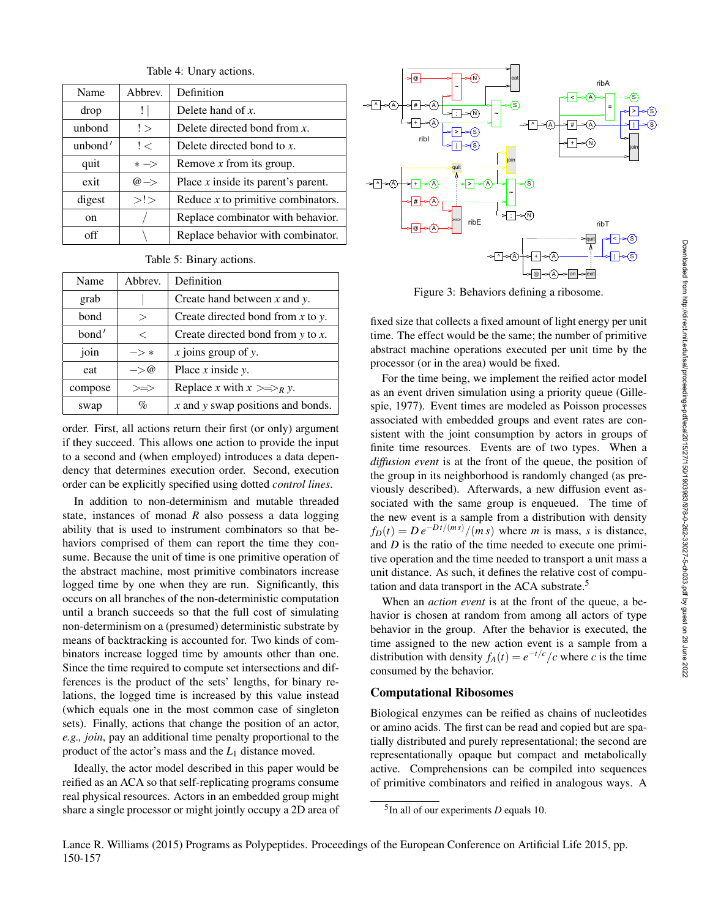Table 4: Unary actions.

| Name | Abbrev. | Definition |
|---|---|---|
| drop | !\| | Delete hand of $x$. |
| unbond | !> | Delete directed bond from $x$. |
| unbond′ | !< | Delete directed bond to $x$. |
| quit | *−> | Remove $x$ from its group. |
| exit | @−> | Place $x$ inside its parent's part. |
| digest | >!> | Reduce $x$ to primitive combinators. |
| on | / | Replace combinator with behavior. |
| off | \ | Replace behavior with combinator. |

Table 5: Binary actions.

| Name | Abbrev. | Definition |
|---|---|---|
| grab | \| | Create hand between $x$ and $y$. |
| bond | > | Create directed bond from $x$ to $y$. |
| bond′ | < | Create directed bond from $y$ to $x$. |
| join | −>* | $x$ joins group of $y$. |
| eat | −>@ | Place $x$ inside $y$. |
| compose | >=> | Replace $x$ with $x$ $>\!=\!>_R$ $y$. |
| swap | % | $x$ and $y$ swap positions and bonds. |

order. First, all actions return their first (or only) argument if they succeed. This allows one action to provide the input to a second and (when employed) introduces a data dependency that determines execution order. Second, execution order can be explicitly specified using dotted *control lines*.

In addition to non-determinism and mutable threaded state, instances of monad $R$ also possess a data logging ability that is used to instrument combinators so that behaviors comprised of them can report the time they consume. Because the unit of time is one primitive operation of the abstract machine, most primitive combinators increase logged time by one when they are run. Significantly, this occurs on all branches of the non-deterministic computation until a branch succeeds so that the full cost of simulating non-determinism on a (presumed) deterministic substrate by means of backtracking is accounted for. Two kinds of combinators increase logged time by amounts other than one. Since the time required to compute set intersections and differences is the product of the sets' lengths, for binary relations, the logged time is increased by this value instead (which equals one in the most common case of singleton sets). Finally, actions that change the position of an actor, *e.g., join*, pay an additional time penalty proportional to the product of the actor's mass and the $L_1$ distance moved.

Ideally, the actor model described in this paper would be reified as an ACA so that self-replicating programs consume real physical resources. Actors in an embedded group might share a single processor or might jointly occupy a 2D area of fixed size that collects a fixed amount of light energy per unit time. The effect would be the same; the number of primitive abstract machine operations executed per unit time by the processor (or in the area) would be fixed.

Figure 3: Behaviors defining a ribosome.

For the time being, we implement the reified actor model as an event driven simulation using a priority queue (Gillespie, 1977). Event times are modeled as Poisson processes associated with embedded groups and event rates are consistent with the joint consumption by actors in groups of finite time resources. Events are of two types. When a *diffusion event* is at the front of the queue, the position of the group in its neighborhood is randomly changed (as previously described). Afterwards, a new diffusion event associated with the same group is enqueued. The time of the new event is a sample from a distribution with density $f_D(t) = D\, e^{-Dt/(ms)}/(m\, s)$ where $m$ is mass, $s$ is distance, and $D$ is the ratio of the time needed to execute one primitive operation and the time needed to transport a unit mass a unit distance. As such, it defines the relative cost of computation and data transport in the ACA substrate.[5]

When an *action event* is at the front of the queue, a behavior is chosen at random from among all actors of type behavior in the group. After the behavior is executed, the time assigned to the new action event is a sample from a distribution with density $f_A(t) = e^{-t/c}/c$ where $c$ is the time consumed by the behavior.

## Computational Ribosomes

Biological enzymes can be reified as chains of nucleotides or amino acids. The first can be read and copied but are spatially distributed and purely representational; the second are representationally opaque but compact and metabolically active. Comprehensions can be compiled into sequences of primitive combinators and reified in analogous ways. A

[5] In all of our experiments $D$ equals 10.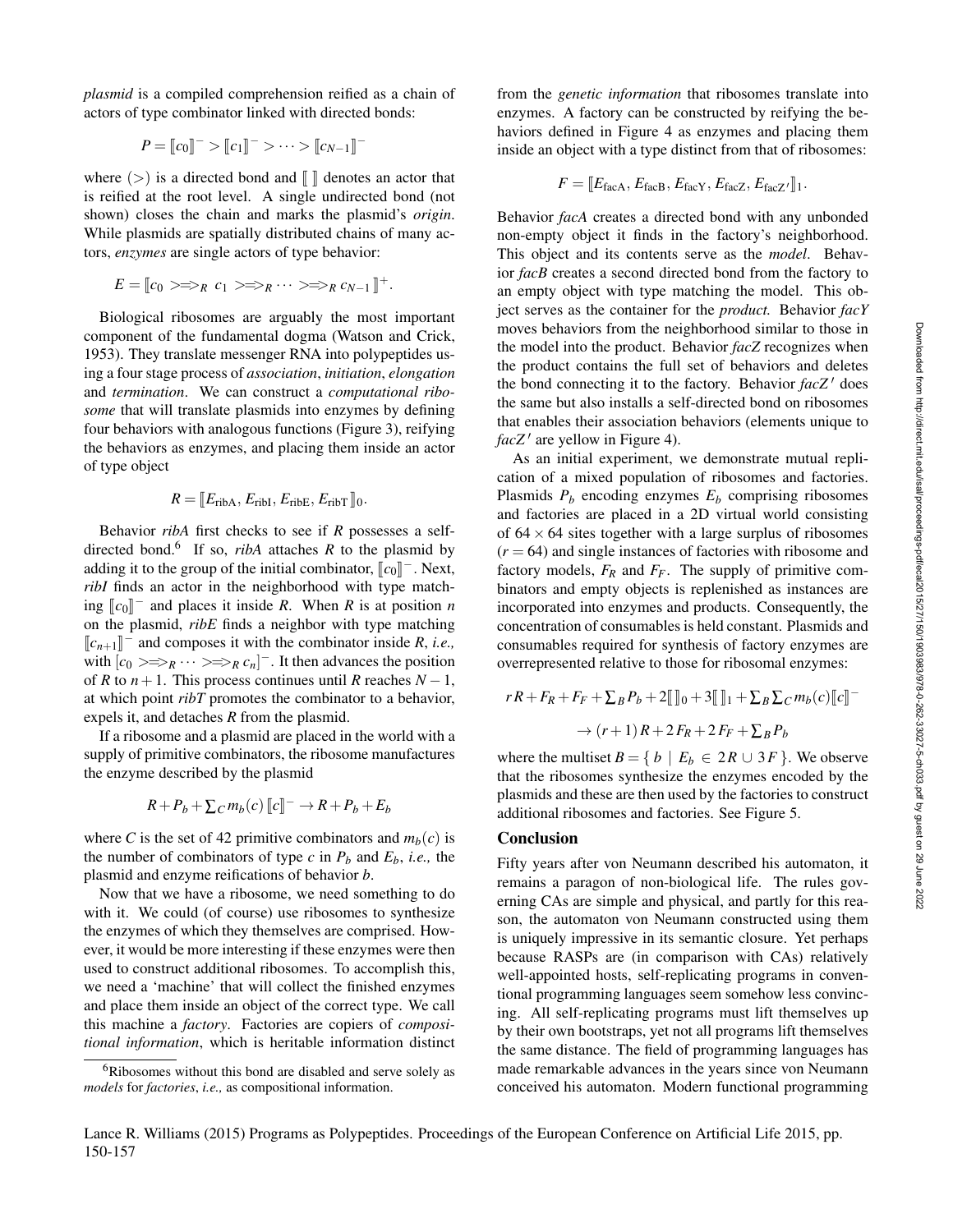*plasmid* is a compiled comprehension reified as a chain of actors of type combinator linked with directed bonds:

$$P = [\![c_0]\!]^- > [\![c_1]\!]^- > \cdots > [\![c_{N-1}]\!]^-$$

where $(>)$ is a directed bond and $[\![\;]\!]$ denotes an actor that is reified at the root level. A single undirected bond (not shown) closes the chain and marks the plasmid's *origin*. While plasmids are spatially distributed chains of many actors, *enzymes* are single actors of type behavior:

$$E = [\![c_0 \;>\!\!=\!\!\!>_R\; c_1 \;>\!\!=\!\!\!>_R \cdots >\!\!=\!\!\!>_R\; c_{N-1}]\!]^+.$$

Biological ribosomes are arguably the most important component of the fundamental dogma (Watson and Crick, 1953). They translate messenger RNA into polypeptides using a four stage process of *association*, *initiation*, *elongation* and *termination*. We can construct a *computational ribosome* that will translate plasmids into enzymes by defining four behaviors with analogous functions (Figure 3), reifying the behaviors as enzymes, and placing them inside an actor of type object

$$R = [\![E_{\text{ribA}}, E_{\text{ribI}}, E_{\text{ribE}}, E_{\text{ribT}}]\!]_0.$$

Behavior *ribA* first checks to see if $R$ possesses a self-directed bond.[6] If so, *ribA* attaches $R$ to the plasmid by adding it to the group of the initial combinator, $[\![c_0]\!]^-$. Next, *ribI* finds an actor in the neighborhood with type matching $[\![c_0]\!]^-$ and places it inside $R$. When $R$ is at position $n$ on the plasmid, *ribE* finds a neighbor with type matching $[\![c_{n+1}]\!]^-$ and composes it with the combinator inside $R$, *i.e.,* with $[c_0 >\!\!=\!\!\!>_R \cdots >\!\!=\!\!\!>_R c_n]^-$. It then advances the position of $R$ to $n+1$. This process continues until $R$ reaches $N-1$, at which point *ribT* promotes the combinator to a behavior, expels it, and detaches $R$ from the plasmid.

If a ribosome and a plasmid are placed in the world with a supply of primitive combinators, the ribosome manufactures the enzyme described by the plasmid

$$R + P_b + \textstyle\sum_C m_b(c)\,[\![c]\!]^- \rightarrow R + P_b + E_b$$

where $C$ is the set of 42 primitive combinators and $m_b(c)$ is the number of combinators of type $c$ in $P_b$ and $E_b$, *i.e.,* the plasmid and enzyme reifications of behavior $b$.

Now that we have a ribosome, we need something to do with it. We could (of course) use ribosomes to synthesize the enzymes of which they themselves are comprised. However, it would be more interesting if these enzymes were then used to construct additional ribosomes. To accomplish this, we need a 'machine' that will collect the finished enzymes and place them inside an object of the correct type. We call this machine a *factory*. Factories are copiers of *compositional information*, which is heritable information distinct from the *genetic information* that ribosomes translate into enzymes. A factory can be constructed by reifying the behaviors defined in Figure 4 as enzymes and placing them inside an object with a type distinct from that of ribosomes:

$$F = [\![E_{\text{facA}}, E_{\text{facB}}, E_{\text{facY}}, E_{\text{facZ}}, E_{\text{facZ}'}]\!]_1.$$

Behavior *facA* creates a directed bond with any unbonded non-empty object it finds in the factory's neighborhood. This object and its contents serve as the *model*. Behavior *facB* creates a second directed bond from the factory to an empty object with type matching the model. This object serves as the container for the *product.* Behavior *facY* moves behaviors from the neighborhood similar to those in the model into the product. Behavior *facZ* recognizes when the product contains the full set of behaviors and deletes the bond connecting it to the factory. Behavior *facZ$'$* does the same but also installs a self-directed bond on ribosomes that enables their association behaviors (elements unique to *facZ$'$* are yellow in Figure 4).

As an initial experiment, we demonstrate mutual replication of a mixed population of ribosomes and factories. Plasmids $P_b$ encoding enzymes $E_b$ comprising ribosomes and factories are placed in a 2D virtual world consisting of $64 \times 64$ sites together with a large surplus of ribosomes ($r = 64$) and single instances of factories with ribosome and factory models, $F_R$ and $F_F$. The supply of primitive combinators and empty objects is replenished as instances are incorporated into enzymes and products. Consequently, the concentration of consumables is held constant. Plasmids and consumables required for synthesis of factory enzymes are overrepresented relative to those for ribosomal enzymes:

$$r\,R + F_R + F_F + \textstyle\sum_B P_b + 2[\![\;]\!]_0 + 3[\![\;]\!]_1 + \sum_B \sum_C m_b(c)[\![c]\!]^-$$

$$\rightarrow (r+1)\,R + 2\,F_R + 2\,F_F + \textstyle\sum_B P_b$$

where the multiset $B = \{\, b \mid E_b \in 2R \cup 3F \,\}$. We observe that the ribosomes synthesize the enzymes encoded by the plasmids and these are then used by the factories to construct additional ribosomes and factories. See Figure 5.

## Conclusion

Fifty years after von Neumann described his automaton, it remains a paragon of non-biological life. The rules governing CAs are simple and physical, and partly for this reason, the automaton von Neumann constructed using them is uniquely impressive in its semantic closure. Yet perhaps because RASPs are (in comparison with CAs) relatively well-appointed hosts, self-replicating programs in conventional programming languages seem somehow less convincing. All self-replicating programs must lift themselves up by their own bootstraps, yet not all programs lift themselves the same distance. The field of programming languages has made remarkable advances in the years since von Neumann conceived his automaton. Modern functional programming

[6] Ribosomes without this bond are disabled and serve solely as *models* for *factories*, *i.e.,* as compositional information.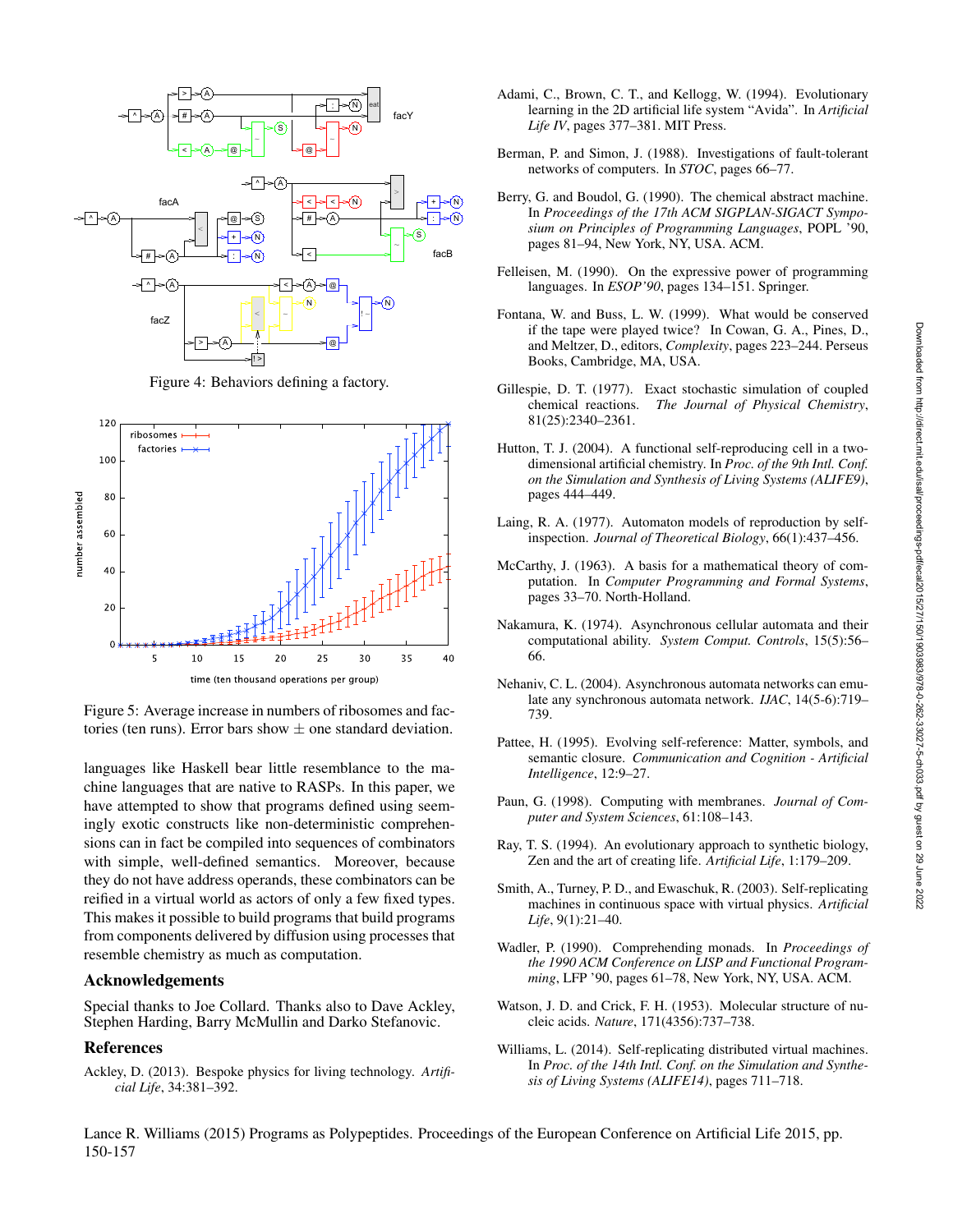facY

facA

facB

facZ

Figure 4: Behaviors defining a factory.

ribosomes

factories

number assembled

time (ten thousand operations per group)

Figure 5: Average increase in numbers of ribosomes and factories (ten runs). Error bars show ± one standard deviation.

languages like Haskell bear little resemblance to the machine languages that are native to RASPs. In this paper, we have attempted to show that programs defined using seemingly exotic constructs like non-deterministic comprehensions can in fact be compiled into sequences of combinators with simple, well-defined semantics. Moreover, because they do not have address operands, these combinators can be reified in a virtual world as actors of only a few fixed types. This makes it possible to build programs that build programs from components delivered by diffusion using processes that resemble chemistry as much as computation.

## Acknowledgements

Special thanks to Joe Collard. Thanks also to Dave Ackley, Stephen Harding, Barry McMullin and Darko Stefanovic.

## References

Ackley, D. (2013). Bespoke physics for living technology. *Artificial Life*, 34:381–392.

Adami, C., Brown, C. T., and Kellogg, W. (1994). Evolutionary learning in the 2D artificial life system "Avida". In *Artificial Life IV*, pages 377–381. MIT Press.

Berman, P. and Simon, J. (1988). Investigations of fault-tolerant networks of computers. In *STOC*, pages 66–77.

Berry, G. and Boudol, G. (1990). The chemical abstract machine. In *Proceedings of the 17th ACM SIGPLAN-SIGACT Symposium on Principles of Programming Languages*, POPL '90, pages 81–94, New York, NY, USA. ACM.

Felleisen, M. (1990). On the expressive power of programming languages. In *ESOP'90*, pages 134–151. Springer.

Fontana, W. and Buss, L. W. (1999). What would be conserved if the tape were played twice? In Cowan, G. A., Pines, D., and Meltzer, D., editors, *Complexity*, pages 223–244. Perseus Books, Cambridge, MA, USA.

Gillespie, D. T. (1977). Exact stochastic simulation of coupled chemical reactions. *The Journal of Physical Chemistry*, 81(25):2340–2361.

Hutton, T. J. (2004). A functional self-reproducing cell in a two-dimensional artificial chemistry. In *Proc. of the 9th Intl. Conf. on the Simulation and Synthesis of Living Systems (ALIFE9)*, pages 444–449.

Laing, R. A. (1977). Automaton models of reproduction by self-inspection. *Journal of Theoretical Biology*, 66(1):437–456.

McCarthy, J. (1963). A basis for a mathematical theory of computation. In *Computer Programming and Formal Systems*, pages 33–70. North-Holland.

Nakamura, K. (1974). Asynchronous cellular automata and their computational ability. *System Comput. Controls*, 15(5):56–66.

Nehaniv, C. L. (2004). Asynchronous automata networks can emulate any synchronous automata network. *IJAC*, 14(5-6):719–739.

Pattee, H. (1995). Evolving self-reference: Matter, symbols, and semantic closure. *Communication and Cognition - Artificial Intelligence*, 12:9–27.

Paun, G. (1998). Computing with membranes. *Journal of Computer and System Sciences*, 61:108–143.

Ray, T. S. (1994). An evolutionary approach to synthetic biology, Zen and the art of creating life. *Artificial Life*, 1:179–209.

Smith, A., Turney, P. D., and Ewaschuk, R. (2003). Self-replicating machines in continuous space with virtual physics. *Artificial Life*, 9(1):21–40.

Wadler, P. (1990). Comprehending monads. In *Proceedings of the 1990 ACM Conference on LISP and Functional Programming*, LFP '90, pages 61–78, New York, NY, USA. ACM.

Watson, J. D. and Crick, F. H. (1953). Molecular structure of nucleic acids. *Nature*, 171(4356):737–738.

Williams, L. (2014). Self-replicating distributed virtual machines. In *Proc. of the 14th Intl. Conf. on the Simulation and Synthesis of Living Systems (ALIFE14)*, pages 711–718.